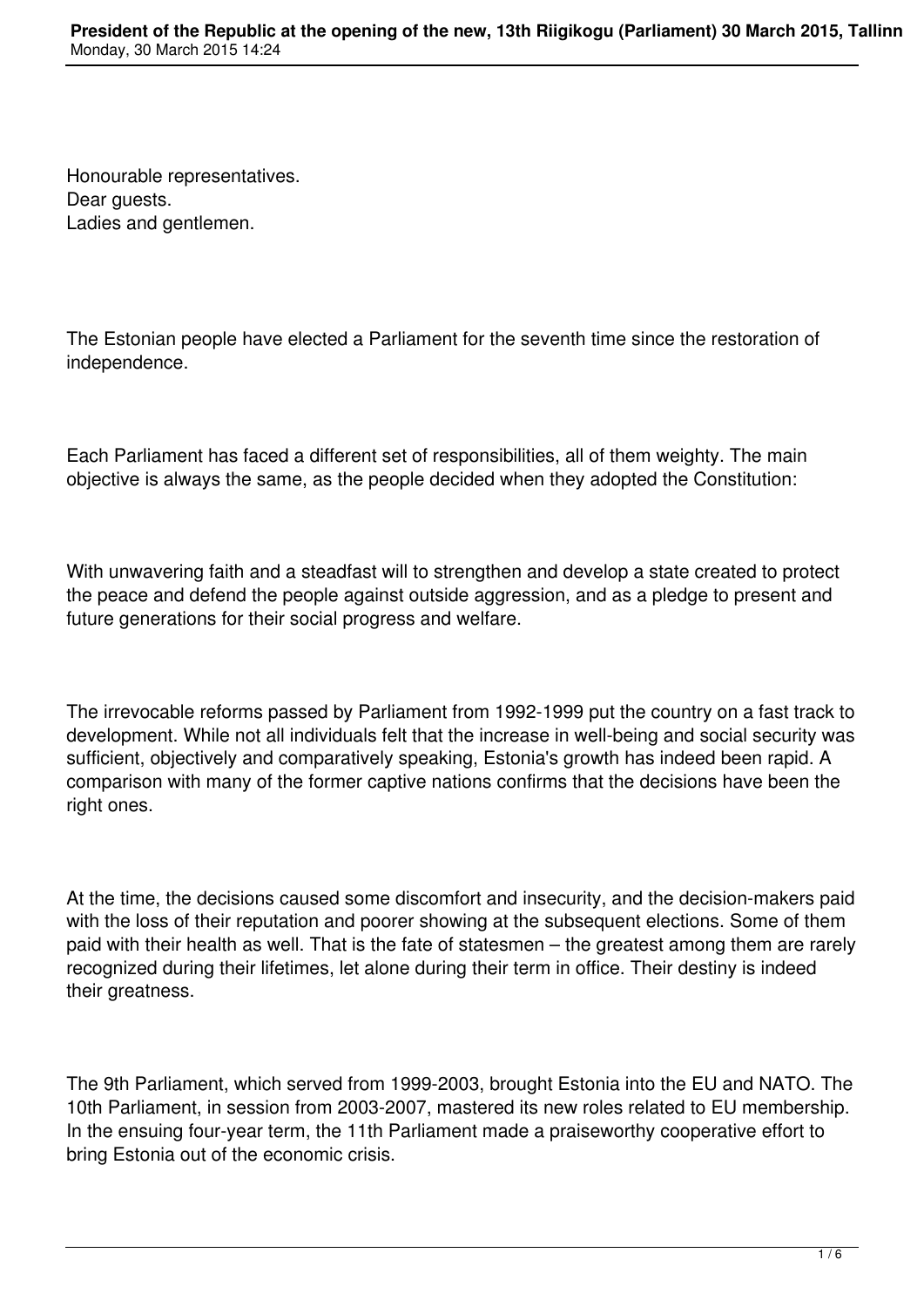Honourable representatives.
Dear guests.
Ladies and gentlemen.

The Estonian people have elected a Parliament for the seventh time since the restoration of independence.

Each Parliament has faced a different set of responsibilities, all of them weighty. The main objective is always the same, as the people decided when they adopted the Constitution:

With unwavering faith and a steadfast will to strengthen and develop a state created to protect the peace and defend the people against outside aggression, and as a pledge to present and future generations for their social progress and welfare.

The irrevocable reforms passed by Parliament from 1992-1999 put the country on a fast track to development. While not all individuals felt that the increase in well-being and social security was sufficient, objectively and comparatively speaking, Estonia's growth has indeed been rapid. A comparison with many of the former captive nations confirms that the decisions have been the right ones.

At the time, the decisions caused some discomfort and insecurity, and the decision-makers paid with the loss of their reputation and poorer showing at the subsequent elections. Some of them paid with their health as well. That is the fate of statesmen – the greatest among them are rarely recognized during their lifetimes, let alone during their term in office. Their destiny is indeed their greatness.

The 9th Parliament, which served from 1999-2003, brought Estonia into the EU and NATO. The 10th Parliament, in session from 2003-2007, mastered its new roles related to EU membership. In the ensuing four-year term, the 11th Parliament made a praiseworthy cooperative effort to bring Estonia out of the economic crisis.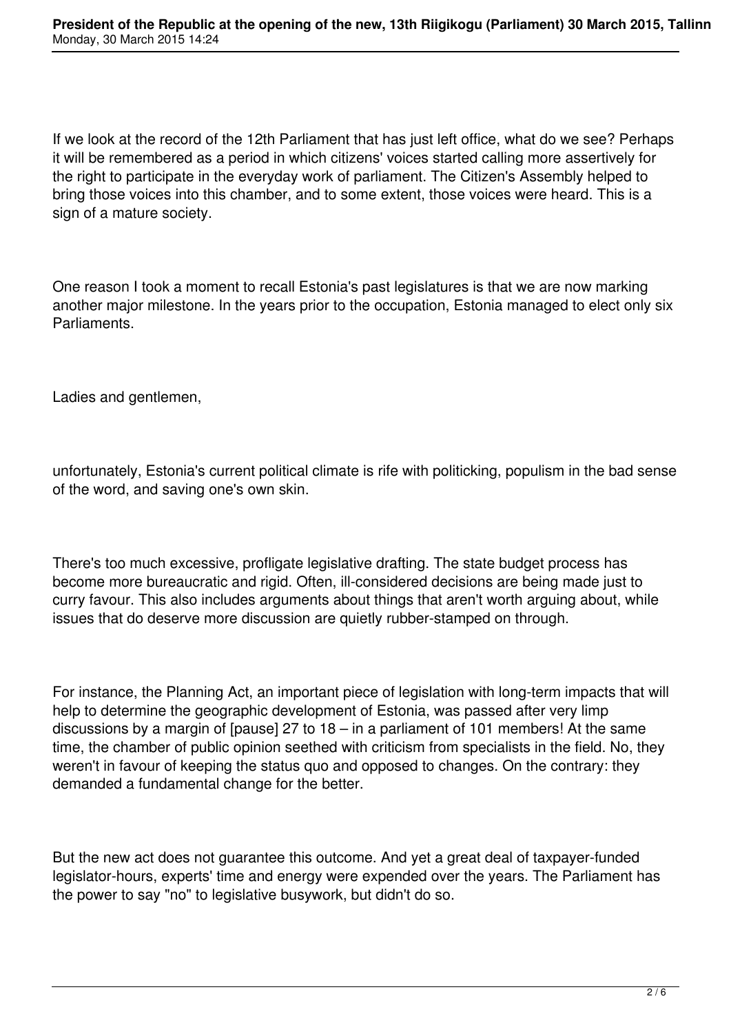If we look at the record of the 12th Parliament that has just left office, what do we see? Perhaps it will be remembered as a period in which citizens' voices started calling more assertively for the right to participate in the everyday work of parliament. The Citizen's Assembly helped to bring those voices into this chamber, and to some extent, those voices were heard. This is a sign of a mature society.

One reason I took a moment to recall Estonia's past legislatures is that we are now marking another major milestone. In the years prior to the occupation, Estonia managed to elect only six Parliaments.

Ladies and gentlemen,

unfortunately, Estonia's current political climate is rife with politicking, populism in the bad sense of the word, and saving one's own skin.

There's too much excessive, profligate legislative drafting. The state budget process has become more bureaucratic and rigid. Often, ill-considered decisions are being made just to curry favour. This also includes arguments about things that aren't worth arguing about, while issues that do deserve more discussion are quietly rubber-stamped on through.

For instance, the Planning Act, an important piece of legislation with long-term impacts that will help to determine the geographic development of Estonia, was passed after very limp discussions by a margin of [pause] 27 to 18 – in a parliament of 101 members! At the same time, the chamber of public opinion seethed with criticism from specialists in the field. No, they weren't in favour of keeping the status quo and opposed to changes. On the contrary: they demanded a fundamental change for the better.

But the new act does not guarantee this outcome. And yet a great deal of taxpayer-funded legislator-hours, experts' time and energy were expended over the years. The Parliament has the power to say "no" to legislative busywork, but didn't do so.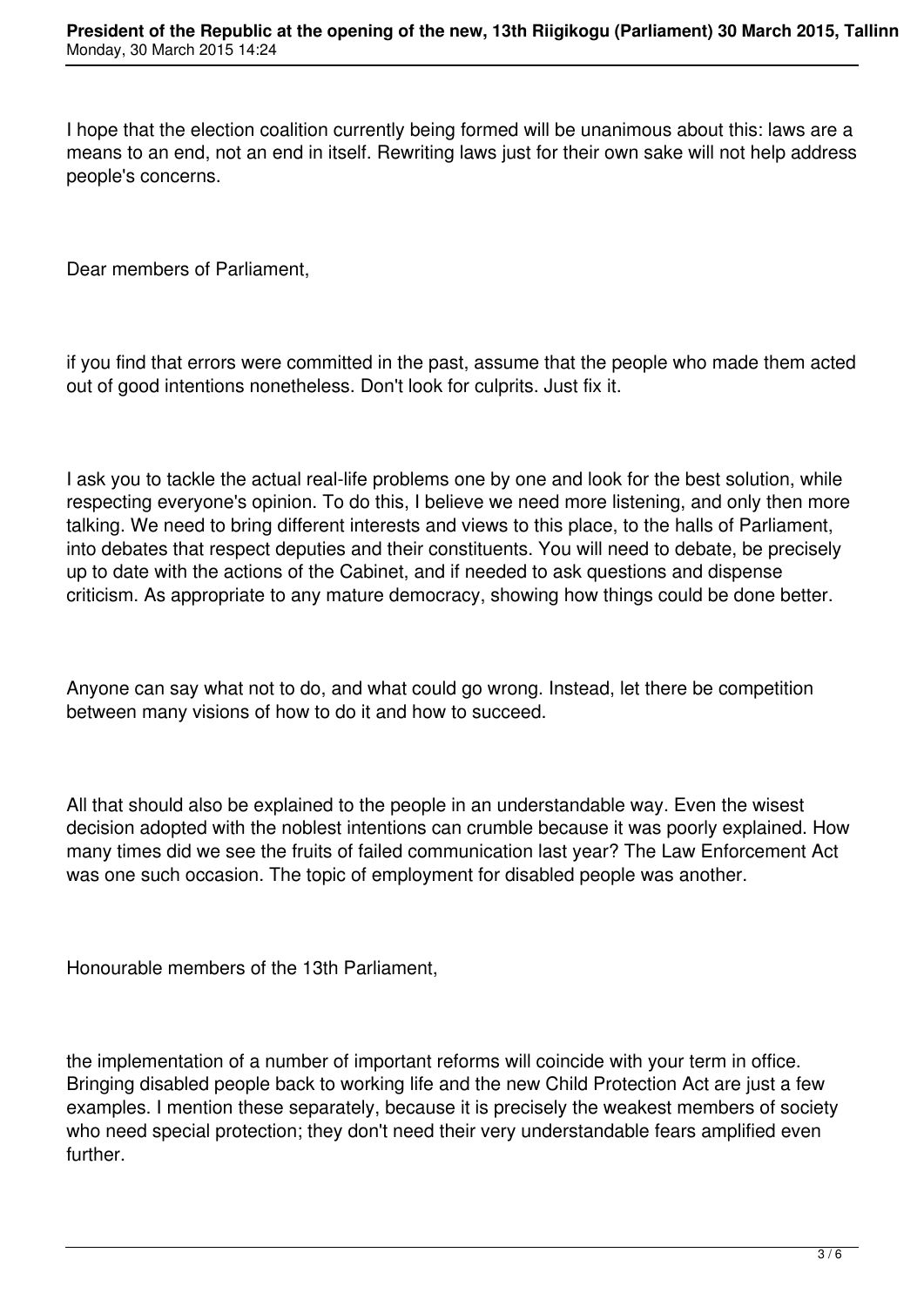I hope that the election coalition currently being formed will be unanimous about this: laws are a means to an end, not an end in itself. Rewriting laws just for their own sake will not help address people's concerns.

Dear members of Parliament,

if you find that errors were committed in the past, assume that the people who made them acted out of good intentions nonetheless. Don't look for culprits. Just fix it.

I ask you to tackle the actual real-life problems one by one and look for the best solution, while respecting everyone's opinion. To do this, I believe we need more listening, and only then more talking. We need to bring different interests and views to this place, to the halls of Parliament, into debates that respect deputies and their constituents. You will need to debate, be precisely up to date with the actions of the Cabinet, and if needed to ask questions and dispense criticism. As appropriate to any mature democracy, showing how things could be done better.

Anyone can say what not to do, and what could go wrong. Instead, let there be competition between many visions of how to do it and how to succeed.

All that should also be explained to the people in an understandable way. Even the wisest decision adopted with the noblest intentions can crumble because it was poorly explained. How many times did we see the fruits of failed communication last year? The Law Enforcement Act was one such occasion. The topic of employment for disabled people was another.

Honourable members of the 13th Parliament,

the implementation of a number of important reforms will coincide with your term in office. Bringing disabled people back to working life and the new Child Protection Act are just a few examples. I mention these separately, because it is precisely the weakest members of society who need special protection; they don't need their very understandable fears amplified even further.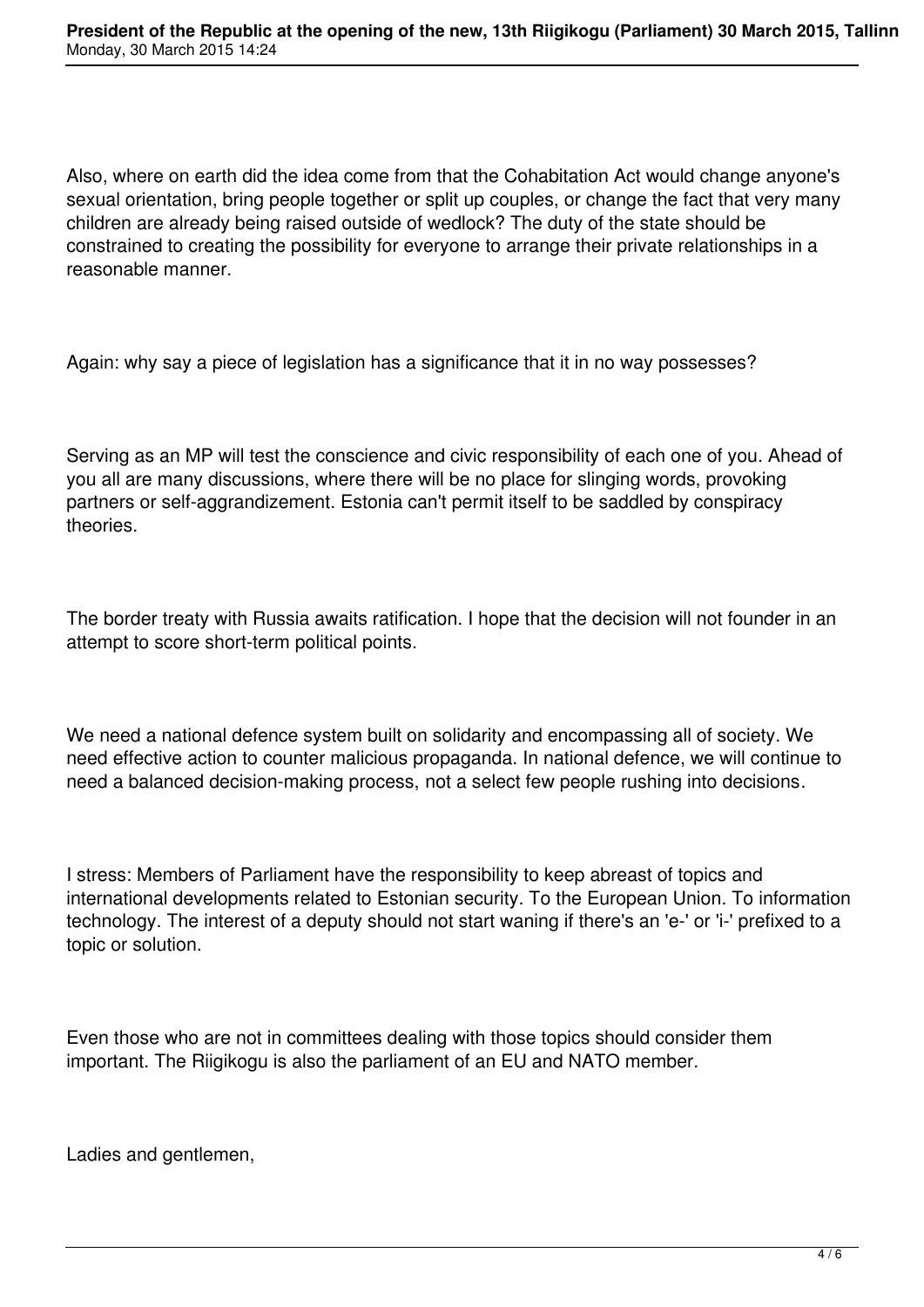Also, where on earth did the idea come from that the Cohabitation Act would change anyone's sexual orientation, bring people together or split up couples, or change the fact that very many children are already being raised outside of wedlock? The duty of the state should be constrained to creating the possibility for everyone to arrange their private relationships in a reasonable manner.

Again: why say a piece of legislation has a significance that it in no way possesses?

Serving as an MP will test the conscience and civic responsibility of each one of you. Ahead of you all are many discussions, where there will be no place for slinging words, provoking partners or self-aggrandizement. Estonia can't permit itself to be saddled by conspiracy theories.

The border treaty with Russia awaits ratification. I hope that the decision will not founder in an attempt to score short-term political points.

We need a national defence system built on solidarity and encompassing all of society. We need effective action to counter malicious propaganda. In national defence, we will continue to need a balanced decision-making process, not a select few people rushing into decisions.

I stress: Members of Parliament have the responsibility to keep abreast of topics and international developments related to Estonian security. To the European Union. To information technology. The interest of a deputy should not start waning if there's an 'e-' or 'i-' prefixed to a topic or solution.

Even those who are not in committees dealing with those topics should consider them important. The Riigikogu is also the parliament of an EU and NATO member.

Ladies and gentlemen,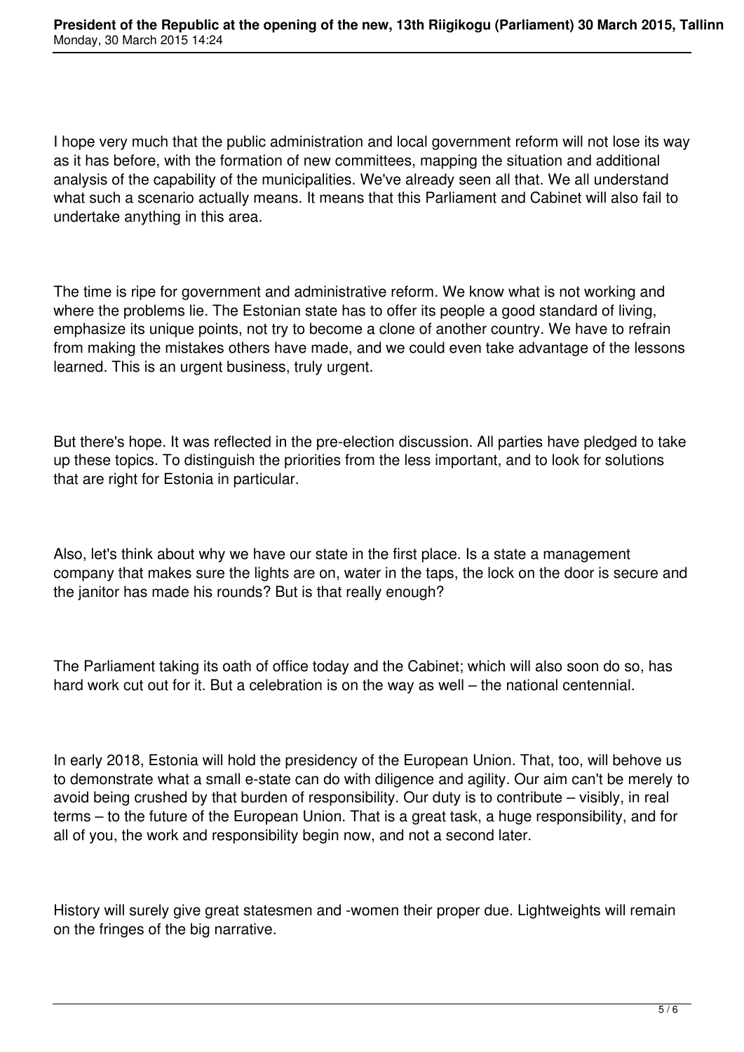I hope very much that the public administration and local government reform will not lose its way as it has before, with the formation of new committees, mapping the situation and additional analysis of the capability of the municipalities. We've already seen all that. We all understand what such a scenario actually means. It means that this Parliament and Cabinet will also fail to undertake anything in this area.

The time is ripe for government and administrative reform. We know what is not working and where the problems lie. The Estonian state has to offer its people a good standard of living, emphasize its unique points, not try to become a clone of another country. We have to refrain from making the mistakes others have made, and we could even take advantage of the lessons learned. This is an urgent business, truly urgent.

But there's hope. It was reflected in the pre-election discussion. All parties have pledged to take up these topics. To distinguish the priorities from the less important, and to look for solutions that are right for Estonia in particular.

Also, let's think about why we have our state in the first place. Is a state a management company that makes sure the lights are on, water in the taps, the lock on the door is secure and the janitor has made his rounds? But is that really enough?

The Parliament taking its oath of office today and the Cabinet; which will also soon do so, has hard work cut out for it. But a celebration is on the way as well – the national centennial.

In early 2018, Estonia will hold the presidency of the European Union. That, too, will behove us to demonstrate what a small e-state can do with diligence and agility. Our aim can't be merely to avoid being crushed by that burden of responsibility. Our duty is to contribute – visibly, in real terms – to the future of the European Union. That is a great task, a huge responsibility, and for all of you, the work and responsibility begin now, and not a second later.

History will surely give great statesmen and -women their proper due. Lightweights will remain on the fringes of the big narrative.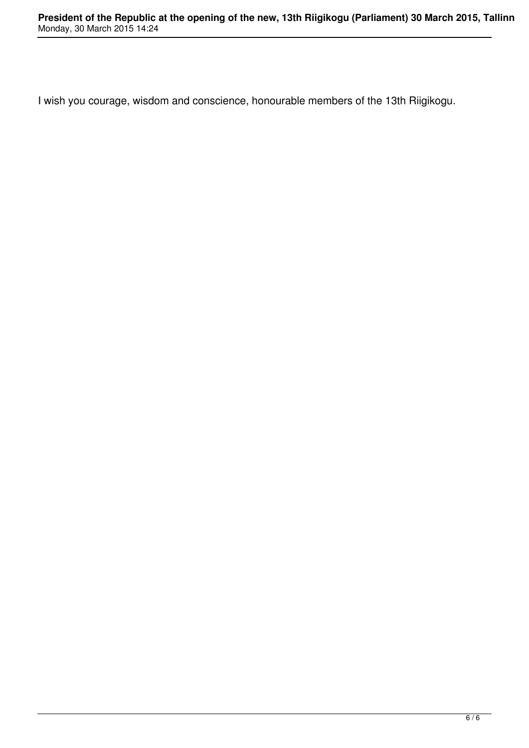I wish you courage, wisdom and conscience, honourable members of the 13th Riigikogu.